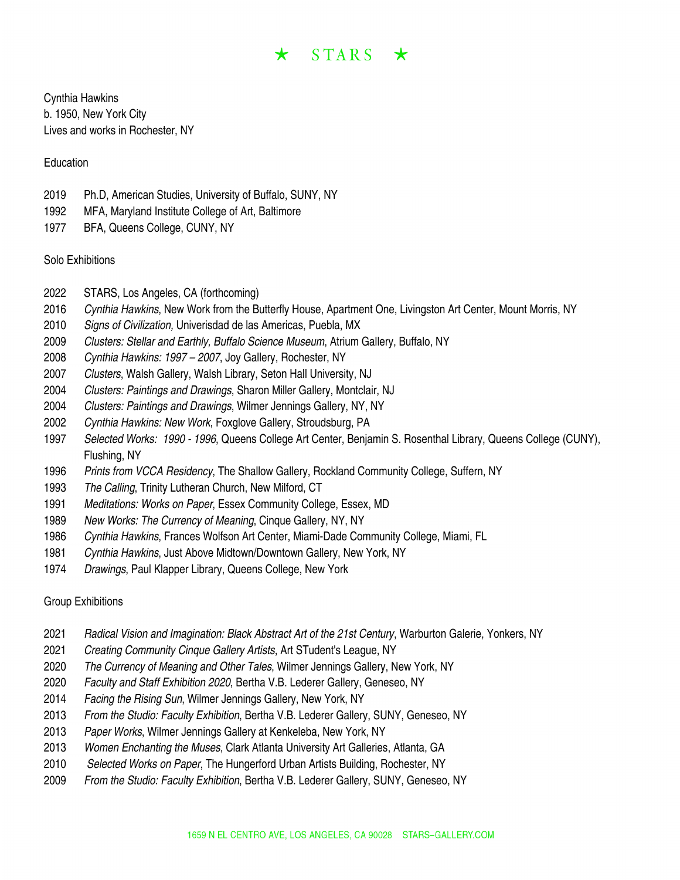# ★ STARS ★

Cynthia Hawkins
b. 1950, New York City
Lives and works in Rochester, NY

## Education

2019 Ph.D, American Studies, University of Buffalo, SUNY, NY
1992 MFA, Maryland Institute College of Art, Baltimore
1977 BFA, Queens College, CUNY, NY

## Solo Exhibitions

2022 STARS, Los Angeles, CA (forthcoming)
2016 *Cynthia Hawkins*, New Work from the Butterfly House, Apartment One, Livingston Art Center, Mount Morris, NY
2010 *Signs of Civilization,* Univerisdad de las Americas, Puebla, MX
2009 *Clusters: Stellar and Earthly, Buffalo Science Museum*, Atrium Gallery, Buffalo, NY
2008 *Cynthia Hawkins: 1997 – 2007*, Joy Gallery, Rochester, NY
2007 *Clusters*, Walsh Gallery, Walsh Library, Seton Hall University, NJ
2004 *Clusters: Paintings and Drawings*, Sharon Miller Gallery, Montclair, NJ
2004 *Clusters: Paintings and Drawings*, Wilmer Jennings Gallery, NY, NY
2002 *Cynthia Hawkins: New Work*, Foxglove Gallery, Stroudsburg, PA
1997 *Selected Works: 1990 - 1996*, Queens College Art Center, Benjamin S. Rosenthal Library, Queens College (CUNY), Flushing, NY
1996 *Prints from VCCA Residency*, The Shallow Gallery, Rockland Community College, Suffern, NY
1993 *The Calling*, Trinity Lutheran Church, New Milford, CT
1991 *Meditations: Works on Paper*, Essex Community College, Essex, MD
1989 *New Works: The Currency of Meaning*, Cinque Gallery, NY, NY
1986 *Cynthia Hawkins*, Frances Wolfson Art Center, Miami-Dade Community College, Miami, FL
1981 *Cynthia Hawkins*, Just Above Midtown/Downtown Gallery, New York, NY
1974 *Drawings*, Paul Klapper Library, Queens College, New York

## Group Exhibitions

2021 *Radical Vision and Imagination: Black Abstract Art of the 21st Century*, Warburton Galerie, Yonkers, NY
2021 *Creating Community Cinque Gallery Artists*, Art STudent's League, NY
2020 *The Currency of Meaning and Other Tales*, Wilmer Jennings Gallery, New York, NY
2020 *Faculty and Staff Exhibition 2020*, Bertha V.B. Lederer Gallery, Geneseo, NY
2014 *Facing the Rising Sun*, Wilmer Jennings Gallery, New York, NY
2013 *From the Studio: Faculty Exhibition*, Bertha V.B. Lederer Gallery, SUNY, Geneseo, NY
2013 *Paper Works*, Wilmer Jennings Gallery at Kenkeleba, New York, NY
2013 *Women Enchanting the Muses*, Clark Atlanta University Art Galleries, Atlanta, GA
2010 *Selected Works on Paper*, The Hungerford Urban Artists Building, Rochester, NY
2009 *From the Studio: Faculty Exhibition*, Bertha V.B. Lederer Gallery, SUNY, Geneseo, NY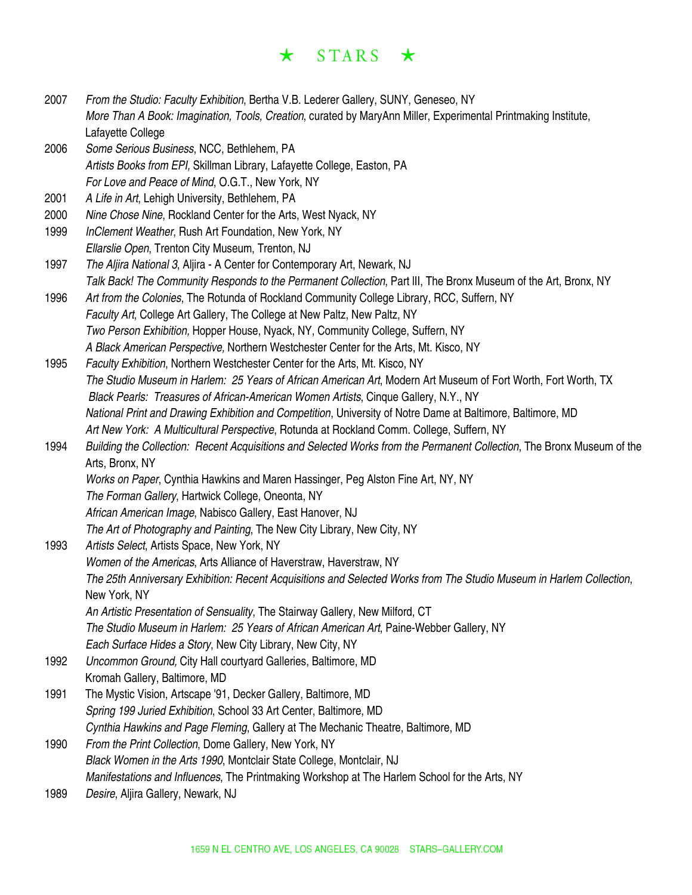2007 *From the Studio: Faculty Exhibition*, Bertha V.B. Lederer Gallery, SUNY, Geneseo, NY
*More Than A Book: Imagination, Tools, Creation*, curated by MaryAnn Miller, Experimental Printmaking Institute, Lafayette College

2006 *Some Serious Business*, NCC, Bethlehem, PA
*Artists Books from EPI,* Skillman Library, Lafayette College, Easton, PA
*For Love and Peace of Mind*, O.G.T., New York, NY

2001 *A Life in Art*, Lehigh University, Bethlehem, PA

2000 *Nine Chose Nine*, Rockland Center for the Arts, West Nyack, NY

1999 *InClement Weather*, Rush Art Foundation, New York, NY
*Ellarslie Open*, Trenton City Museum, Trenton, NJ

1997 *The Aljira National 3*, Aljira - A Center for Contemporary Art, Newark, NJ
*Talk Back! The Community Responds to the Permanent Collection*, Part III, The Bronx Museum of the Art, Bronx, NY

1996 *Art from the Colonies*, The Rotunda of Rockland Community College Library, RCC, Suffern, NY
*Faculty Art*, College Art Gallery, The College at New Paltz, New Paltz, NY
*Two Person Exhibition,* Hopper House, Nyack, NY, Community College, Suffern, NY
*A Black American Perspective,* Northern Westchester Center for the Arts, Mt. Kisco, NY

1995 *Faculty Exhibition*, Northern Westchester Center for the Arts, Mt. Kisco, NY
*The Studio Museum in Harlem: 25 Years of African American Art*, Modern Art Museum of Fort Worth, Fort Worth, TX
*Black Pearls: Treasures of African-American Women Artists*, Cinque Gallery, N.Y., NY
*National Print and Drawing Exhibition and Competition*, University of Notre Dame at Baltimore, Baltimore, MD
*Art New York: A Multicultural Perspective*, Rotunda at Rockland Comm. College, Suffern, NY

1994 *Building the Collection: Recent Acquisitions and Selected Works from the Permanent Collection*, The Bronx Museum of the Arts, Bronx, NY
*Works on Paper*, Cynthia Hawkins and Maren Hassinger, Peg Alston Fine Art, NY, NY
*The Forman Gallery*, Hartwick College, Oneonta, NY
*African American Image*, Nabisco Gallery, East Hanover, NJ
*The Art of Photography and Painting*, The New City Library, New City, NY

1993 *Artists Select*, Artists Space, New York, NY
*Women of the Americas*, Arts Alliance of Haverstraw, Haverstraw, NY
*The 25th Anniversary Exhibition: Recent Acquisitions and Selected Works from The Studio Museum in Harlem Collection*, New York, NY
*An Artistic Presentation of Sensuality*, The Stairway Gallery, New Milford, CT
*The Studio Museum in Harlem: 25 Years of African American Art*, Paine-Webber Gallery, NY
*Each Surface Hides a Story*, New City Library, New City, NY

1992 *Uncommon Ground,* City Hall courtyard Galleries, Baltimore, MD
Kromah Gallery, Baltimore, MD

1991 The Mystic Vision, Artscape '91, Decker Gallery, Baltimore, MD
*Spring 199 Juried Exhibition*, School 33 Art Center, Baltimore, MD
*Cynthia Hawkins and Page Fleming*, Gallery at The Mechanic Theatre, Baltimore, MD

1990 *From the Print Collection*, Dome Gallery, New York, NY
*Black Women in the Arts 1990*, Montclair State College, Montclair, NJ
*Manifestations and Influences*, The Printmaking Workshop at The Harlem School for the Arts, NY

1989 *Desire*, Aljira Gallery, Newark, NJ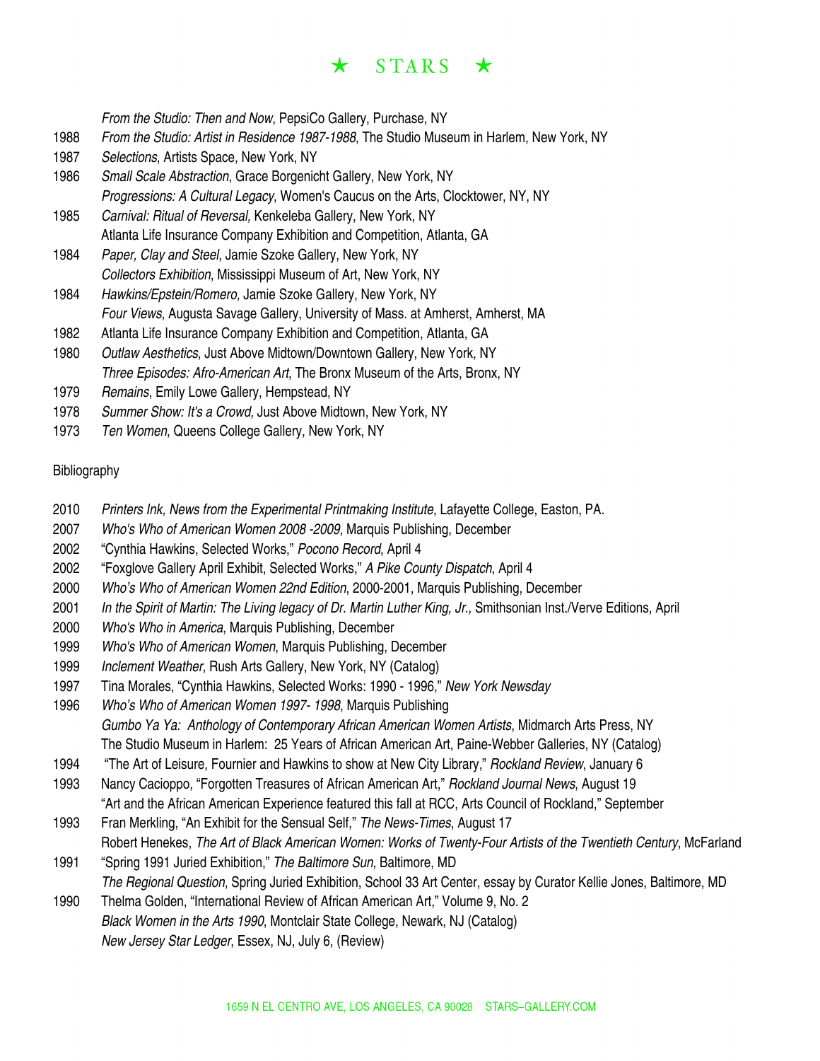*From the Studio: Then and Now*, PepsiCo Gallery, Purchase, NY

1988 *From the Studio: Artist in Residence 1987-1988*, The Studio Museum in Harlem, New York, NY

1987 *Selections*, Artists Space, New York, NY

1986 *Small Scale Abstraction*, Grace Borgenicht Gallery, New York, NY
*Progressions: A Cultural Legacy*, Women's Caucus on the Arts, Clocktower, NY, NY

1985 *Carnival: Ritual of Reversal,* Kenkeleba Gallery, New York, NY
Atlanta Life Insurance Company Exhibition and Competition, Atlanta, GA

1984 *Paper, Clay and Steel*, Jamie Szoke Gallery, New York, NY
*Collectors Exhibition*, Mississippi Museum of Art, New York, NY

1984 *Hawkins/Epstein/Romero,* Jamie Szoke Gallery, New York, NY
*Four Views*, Augusta Savage Gallery, University of Mass. at Amherst, Amherst, MA

1982 Atlanta Life Insurance Company Exhibition and Competition, Atlanta, GA

1980 *Outlaw Aesthetics*, Just Above Midtown/Downtown Gallery, New York, NY
*Three Episodes: Afro-American Art*, The Bronx Museum of the Arts, Bronx, NY

1979 *Remains*, Emily Lowe Gallery, Hempstead, NY

1978 *Summer Show: It's a Crowd,* Just Above Midtown, New York, NY

1973 *Ten Women*, Queens College Gallery, New York, NY

Bibliography

2010 *Printers Ink, News from the Experimental Printmaking Institute*, Lafayette College, Easton, PA.

2007 *Who's Who of American Women 2008 -2009*, Marquis Publishing, December

2002 "Cynthia Hawkins, Selected Works," *Pocono Record*, April 4

2002 "Foxglove Gallery April Exhibit, Selected Works," *A Pike County Dispatch*, April 4

2000 *Who's Who of American Women 22nd Edition*, 2000-2001, Marquis Publishing, December

2001 *In the Spirit of Martin: The Living legacy of Dr. Martin Luther King, Jr.,* Smithsonian Inst./Verve Editions, April

2000 *Who's Who in America*, Marquis Publishing, December

1999 *Who's Who of American Women*, Marquis Publishing, December

1999 *Inclement Weather*, Rush Arts Gallery, New York, NY (Catalog)

1997 Tina Morales, "Cynthia Hawkins, Selected Works: 1990 - 1996," *New York Newsday*

1996 *Who's Who of American Women 1997- 1998*, Marquis Publishing
*Gumbo Ya Ya: Anthology of Contemporary African American Women Artists*, Midmarch Arts Press, NY
The Studio Museum in Harlem: 25 Years of African American Art, Paine-Webber Galleries, NY (Catalog)

1994 "The Art of Leisure, Fournier and Hawkins to show at New City Library," *Rockland Review*, January 6

1993 Nancy Cacioppo, "Forgotten Treasures of African American Art," *Rockland Journal News*, August 19
"Art and the African American Experience featured this fall at RCC, Arts Council of Rockland," September

1993 Fran Merkling, "An Exhibit for the Sensual Self," *The News-Times*, August 17
Robert Henekes, *The Art of Black American Women: Works of Twenty-Four Artists of the Twentieth Century*, McFarland

1991 "Spring 1991 Juried Exhibition," *The Baltimore Sun*, Baltimore, MD
*The Regional Question*, Spring Juried Exhibition, School 33 Art Center, essay by Curator Kellie Jones, Baltimore, MD

1990 Thelma Golden, "International Review of African American Art," Volume 9, No. 2
*Black Women in the Arts 1990*, Montclair State College, Newark, NJ (Catalog)
*New Jersey Star Ledger*, Essex, NJ, July 6, (Review)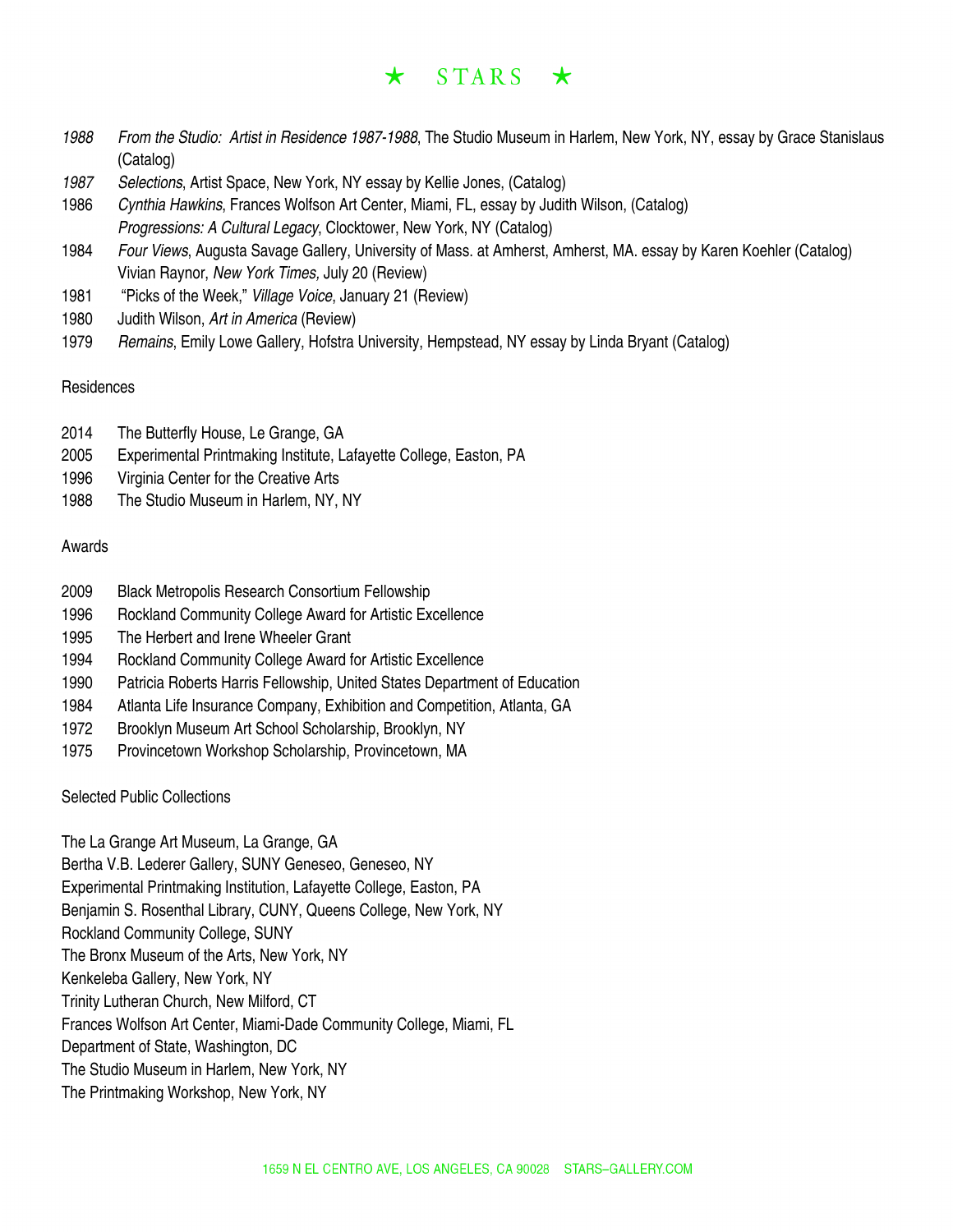*1988* *From the Studio: Artist in Residence 1987-1988*, The Studio Museum in Harlem, New York, NY, essay by Grace Stanislaus (Catalog)

*1987* *Selections*, Artist Space, New York, NY essay by Kellie Jones, (Catalog)

1986 *Cynthia Hawkins*, Frances Wolfson Art Center, Miami, FL, essay by Judith Wilson, (Catalog)
*Progressions: A Cultural Legacy*, Clocktower, New York, NY (Catalog)

1984 *Four Views*, Augusta Savage Gallery, University of Mass. at Amherst, Amherst, MA. essay by Karen Koehler (Catalog)
Vivian Raynor, *New York Times,* July 20 (Review)

1981 "Picks of the Week," *Village Voice*, January 21 (Review)

1980 Judith Wilson, *Art in America* (Review)

1979 *Remains*, Emily Lowe Gallery, Hofstra University, Hempstead, NY essay by Linda Bryant (Catalog)

Residences

2014 The Butterfly House, Le Grange, GA

2005 Experimental Printmaking Institute, Lafayette College, Easton, PA

1996 Virginia Center for the Creative Arts

1988 The Studio Museum in Harlem, NY, NY

Awards

2009 Black Metropolis Research Consortium Fellowship

1996 Rockland Community College Award for Artistic Excellence

1995 The Herbert and Irene Wheeler Grant

1994 Rockland Community College Award for Artistic Excellence

1990 Patricia Roberts Harris Fellowship, United States Department of Education

1984 Atlanta Life Insurance Company, Exhibition and Competition, Atlanta, GA

1972 Brooklyn Museum Art School Scholarship, Brooklyn, NY

1975 Provincetown Workshop Scholarship, Provincetown, MA

Selected Public Collections

The La Grange Art Museum, La Grange, GA
Bertha V.B. Lederer Gallery, SUNY Geneseo, Geneseo, NY
Experimental Printmaking Institution, Lafayette College, Easton, PA
Benjamin S. Rosenthal Library, CUNY, Queens College, New York, NY
Rockland Community College, SUNY
The Bronx Museum of the Arts, New York, NY
Kenkeleba Gallery, New York, NY
Trinity Lutheran Church, New Milford, CT
Frances Wolfson Art Center, Miami-Dade Community College, Miami, FL
Department of State, Washington, DC
The Studio Museum in Harlem, New York, NY
The Printmaking Workshop, New York, NY